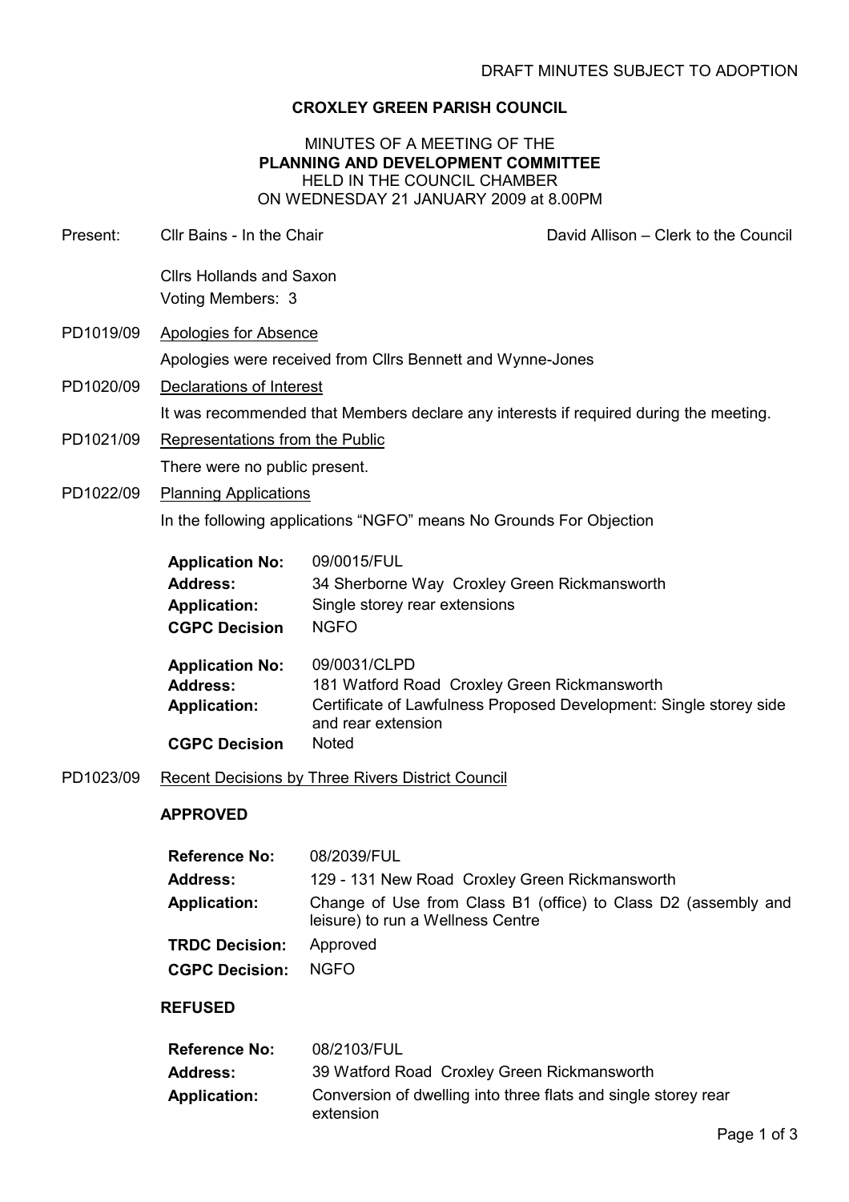DRAFT MINUTES SUBJECT TO ADOPTION

# CROXLEY GREEN PARISH COUNCIL

## MINUTES OF A MEETING OF THE PLANNING AND DEVELOPMENT COMMITTEE HELD IN THE COUNCIL CHAMBER ON WEDNESDAY 21 JANUARY 2009 at 8.00PM

Present: Cllr Bains - In the Chair — David Allison – Clerk to the Council

Cllrs Hollands and Saxon

Voting Members: 3

**PD1019/09** Apologies for Absence

Apologies were received from Cllrs Bennett and Wynne-Jones

**PD1020/09** Declarations of Interest

It was recommended that Members declare any interests if required during the meeting.

**PD1021/09** Representations from the Public

There were no public present.

**PD1022/09** Planning Applications

In the following applications "NGFO" means No Grounds For Objection

| | |
|---|---|
| **Application No:** | 09/0015/FUL |
| **Address:** | 34 Sherborne Way Croxley Green Rickmansworth |
| **Application:** | Single storey rear extensions |
| **CGPC Decision** | NGFO |

| | |
|---|---|
| **Application No:** | 09/0031/CLPD |
| **Address:** | 181 Watford Road Croxley Green Rickmansworth |
| **Application:** | Certificate of Lawfulness Proposed Development: Single storey side and rear extension |
| **CGPC Decision** | Noted |

**PD1023/09** Recent Decisions by Three Rivers District Council

**APPROVED**

| | |
|---|---|
| **Reference No:** | 08/2039/FUL |
| **Address:** | 129 - 131 New Road Croxley Green Rickmansworth |
| **Application:** | Change of Use from Class B1 (office) to Class D2 (assembly and leisure) to run a Wellness Centre |
| **TRDC Decision:** | Approved |
| **CGPC Decision:** | NGFO |

**REFUSED**

| | |
|---|---|
| **Reference No:** | 08/2103/FUL |
| **Address:** | 39 Watford Road Croxley Green Rickmansworth |
| **Application:** | Conversion of dwelling into three flats and single storey rear extension |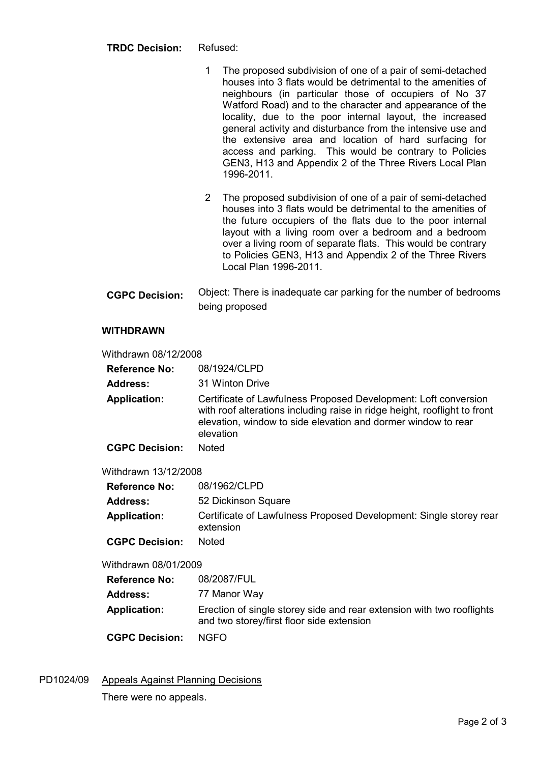**TRDC Decision:** Refused:

1. The proposed subdivision of one of a pair of semi-detached houses into 3 flats would be detrimental to the amenities of neighbours (in particular those of occupiers of No 37 Watford Road) and to the character and appearance of the locality, due to the poor internal layout, the increased general activity and disturbance from the intensive use and the extensive area and location of hard surfacing for access and parking. This would be contrary to Policies GEN3, H13 and Appendix 2 of the Three Rivers Local Plan 1996-2011.

2. The proposed subdivision of one of a pair of semi-detached houses into 3 flats would be detrimental to the amenities of the future occupiers of the flats due to the poor internal layout with a living room over a bedroom and a bedroom over a living room of separate flats. This would be contrary to Policies GEN3, H13 and Appendix 2 of the Three Rivers Local Plan 1996-2011.

**CGPC Decision:** Object: There is inadequate car parking for the number of bedrooms being proposed

**WITHDRAWN**

Withdrawn 08/12/2008

| | |
|---|---|
| **Reference No:** | 08/1924/CLPD |
| **Address:** | 31 Winton Drive |
| **Application:** | Certificate of Lawfulness Proposed Development: Loft conversion with roof alterations including raise in ridge height, rooflight to front elevation, window to side elevation and dormer window to rear elevation |
| **CGPC Decision:** | Noted |

Withdrawn 13/12/2008

| | |
|---|---|
| **Reference No:** | 08/1962/CLPD |
| **Address:** | 52 Dickinson Square |
| **Application:** | Certificate of Lawfulness Proposed Development: Single storey rear extension |
| **CGPC Decision:** | Noted |

Withdrawn 08/01/2009

| | |
|---|---|
| **Reference No:** | 08/2087/FUL |
| **Address:** | 77 Manor Way |
| **Application:** | Erection of single storey side and rear extension with two rooflights and two storey/first floor side extension |
| **CGPC Decision:** | NGFO |

PD1024/09 Appeals Against Planning Decisions

There were no appeals.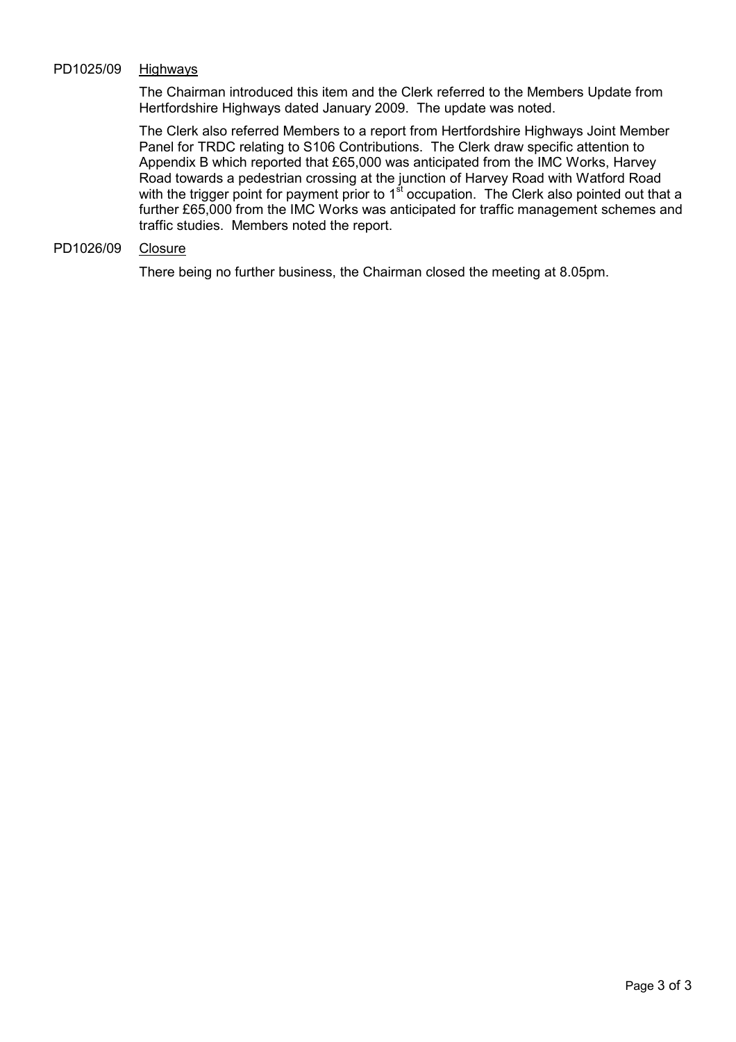PD1025/09 Highways

The Chairman introduced this item and the Clerk referred to the Members Update from Hertfordshire Highways dated January 2009. The update was noted.

The Clerk also referred Members to a report from Hertfordshire Highways Joint Member Panel for TRDC relating to S106 Contributions. The Clerk draw specific attention to Appendix B which reported that £65,000 was anticipated from the IMC Works, Harvey Road towards a pedestrian crossing at the junction of Harvey Road with Watford Road with the trigger point for payment prior to 1st occupation. The Clerk also pointed out that a further £65,000 from the IMC Works was anticipated for traffic management schemes and traffic studies. Members noted the report.

PD1026/09 Closure

There being no further business, the Chairman closed the meeting at 8.05pm.